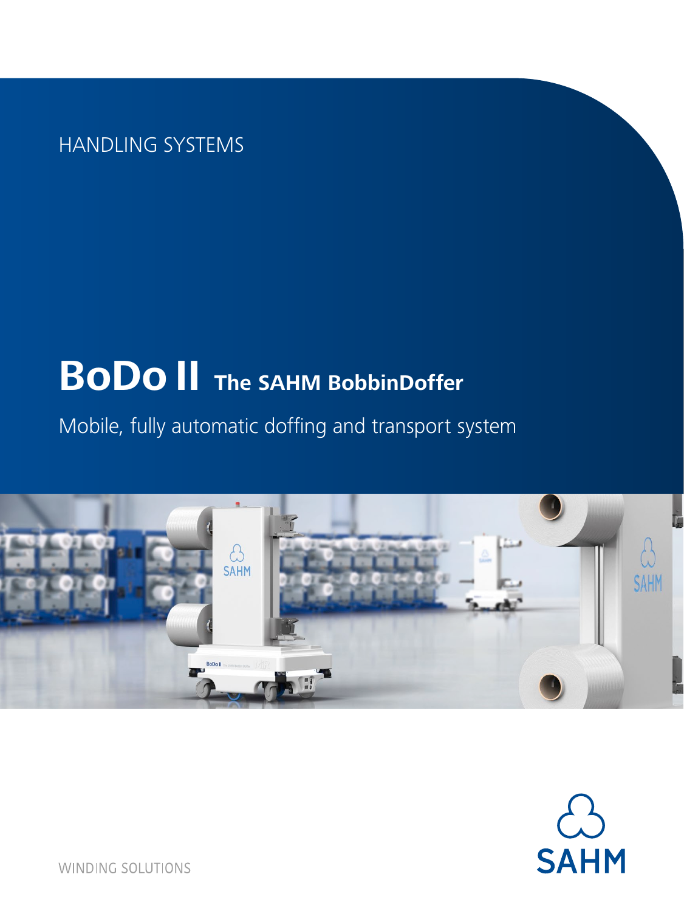HANDLING SYSTEMS

# BoDo II The SAHM BobbinDoffer

Mobile, fully automatic doffing and transport system

SAHM

WINDING SOLUTIONS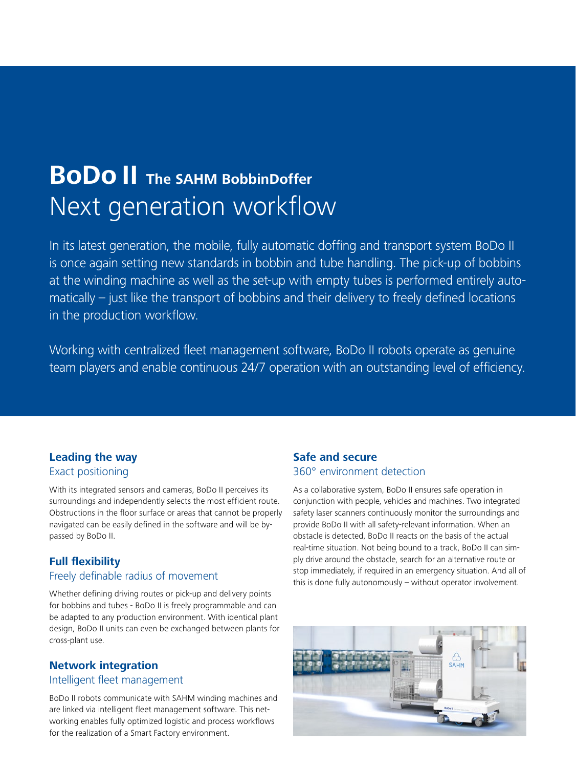# BoDo II The SAHM BobbinDoffer

## Next generation workflow

In its latest generation, the mobile, fully automatic doffing and transport system BoDo II is once again setting new standards in bobbin and tube handling. The pick-up of bobbins at the winding machine as well as the set-up with empty tubes is performed entirely automatically – just like the transport of bobbins and their delivery to freely defined locations in the production workflow.

Working with centralized fleet management software, BoDo II robots operate as genuine team players and enable continuous 24/7 operation with an outstanding level of efficiency.

### Leading the way

Exact positioning

With its integrated sensors and cameras, BoDo II perceives its surroundings and independently selects the most efficient route. Obstructions in the floor surface or areas that cannot be properly navigated can be easily defined in the software and will be bypassed by BoDo II.

### Full flexibility

Freely definable radius of movement

Whether defining driving routes or pick-up and delivery points for bobbins and tubes - BoDo II is freely programmable and can be adapted to any production environment. With identical plant design, BoDo II units can even be exchanged between plants for cross-plant use.

### Network integration

Intelligent fleet management

BoDo II robots communicate with SAHM winding machines and are linked via intelligent fleet management software. This networking enables fully optimized logistic and process workflows for the realization of a Smart Factory environment.

### Safe and secure

360° environment detection

As a collaborative system, BoDo II ensures safe operation in conjunction with people, vehicles and machines. Two integrated safety laser scanners continuously monitor the surroundings and provide BoDo II with all safety-relevant information. When an obstacle is detected, BoDo II reacts on the basis of the actual real-time situation. Not being bound to a track, BoDo II can simply drive around the obstacle, search for an alternative route or stop immediately, if required in an emergency situation. And all of this is done fully autonomously – without operator involvement.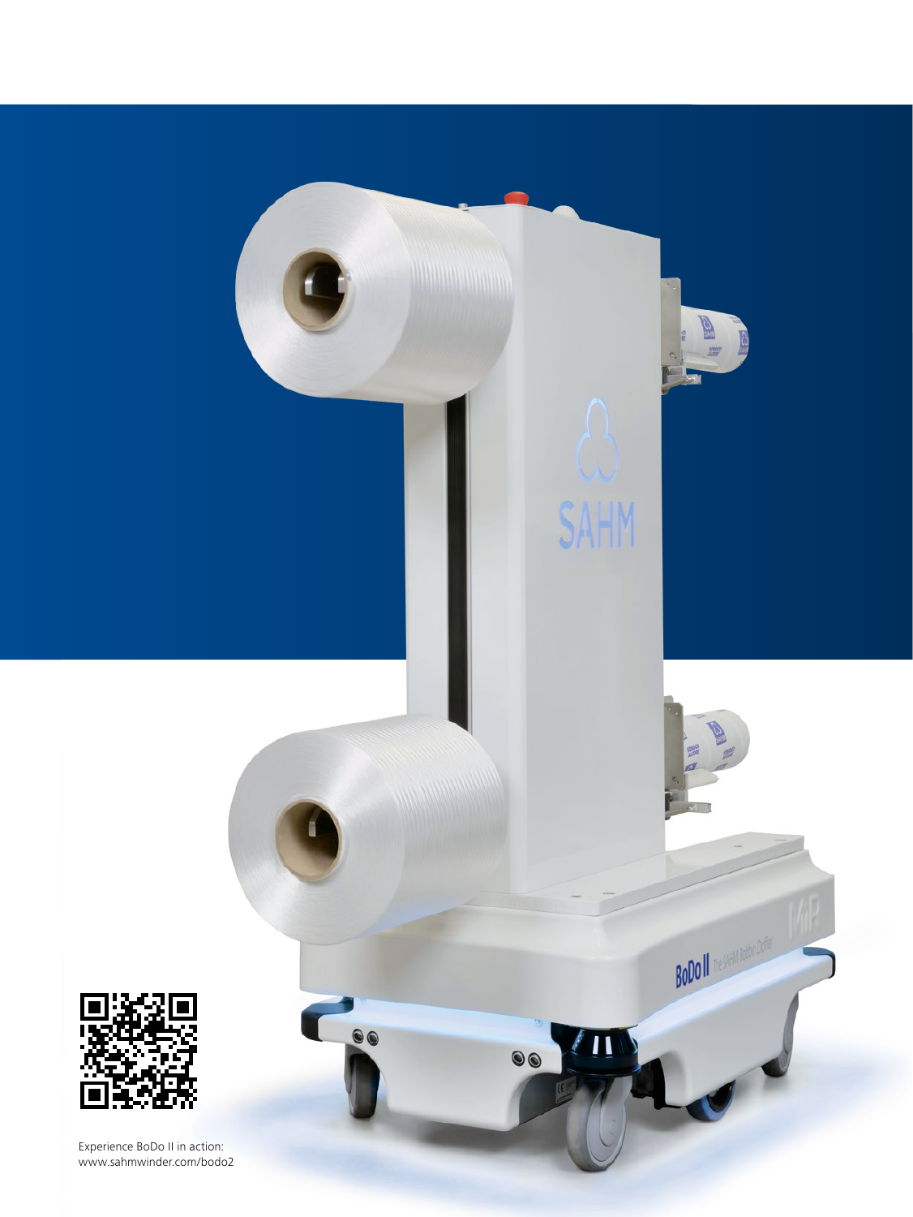Experience BoDo II in action:
www.sahmwinder.com/bodo2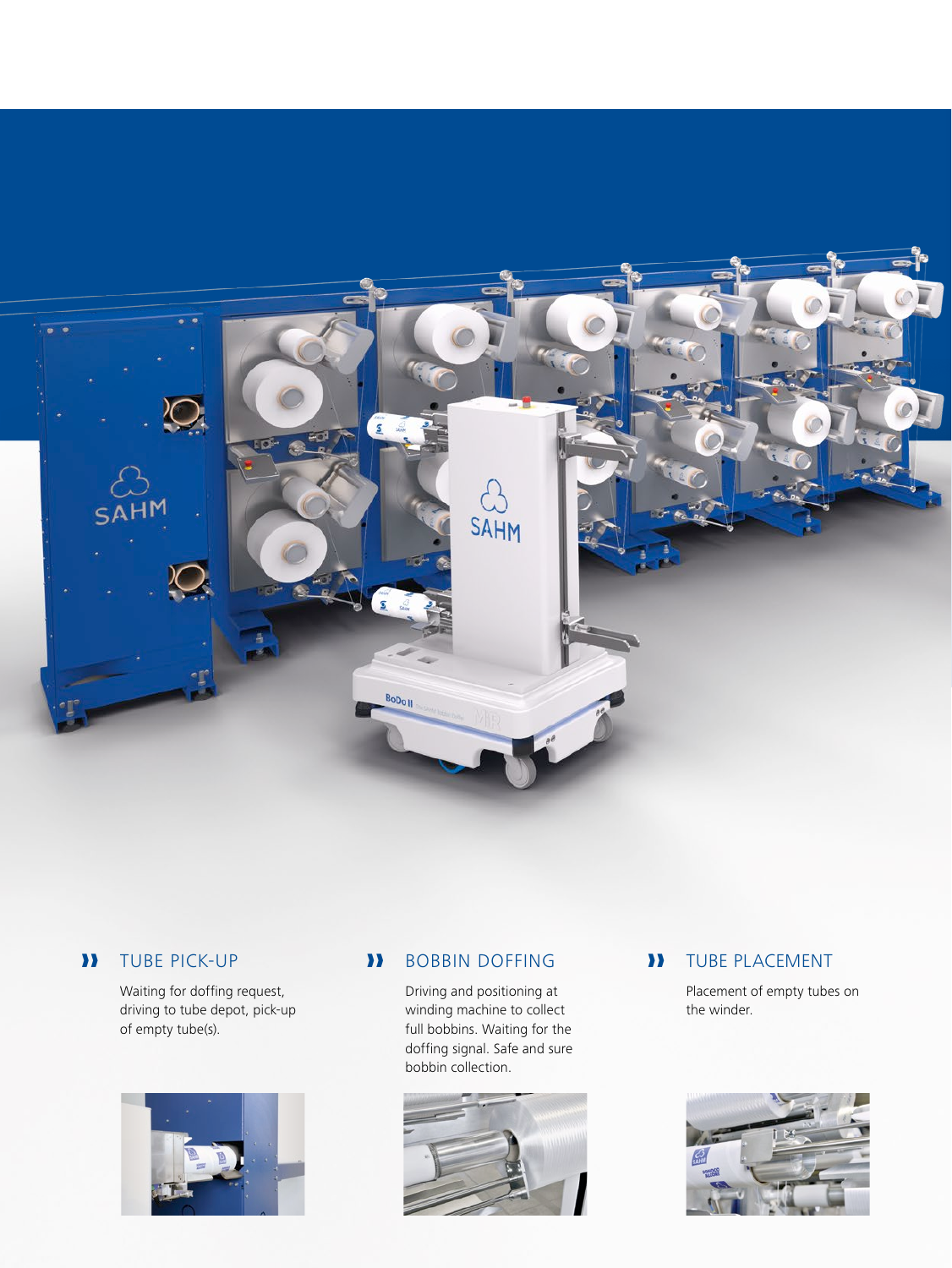## TUBE PICK-UP

Waiting for doffing request, driving to tube depot, pick-up of empty tube(s).

## BOBBIN DOFFING

Driving and positioning at winding machine to collect full bobbins. Waiting for the doffing signal. Safe and sure bobbin collection.

## TUBE PLACEMENT

Placement of empty tubes on the winder.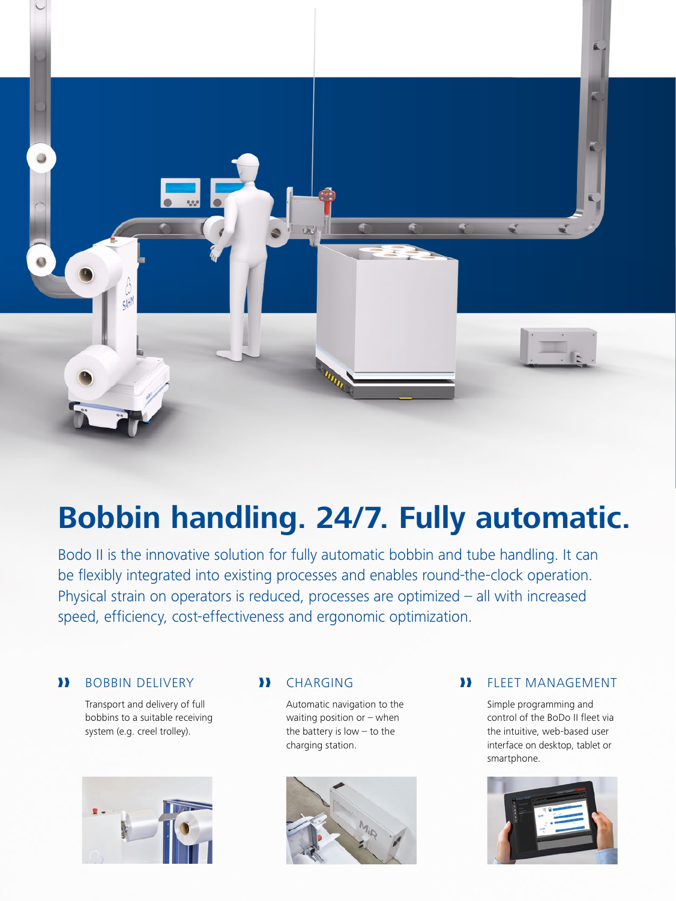# Bobbin handling. 24/7. Fully automatic.

Bodo II is the innovative solution for fully automatic bobbin and tube handling. It can be flexibly integrated into existing processes and enables round-the-clock operation. Physical strain on operators is reduced, processes are optimized – all with increased speed, efficiency, cost-effectiveness and ergonomic optimization.

### BOBBIN DELIVERY

Transport and delivery of full bobbins to a suitable receiving system (e.g. creel trolley).

### CHARGING

Automatic navigation to the waiting position or – when the battery is low – to the charging station.

### FLEET MANAGEMENT

Simple programming and control of the BoDo II fleet via the intuitive, web-based user interface on desktop, tablet or smartphone.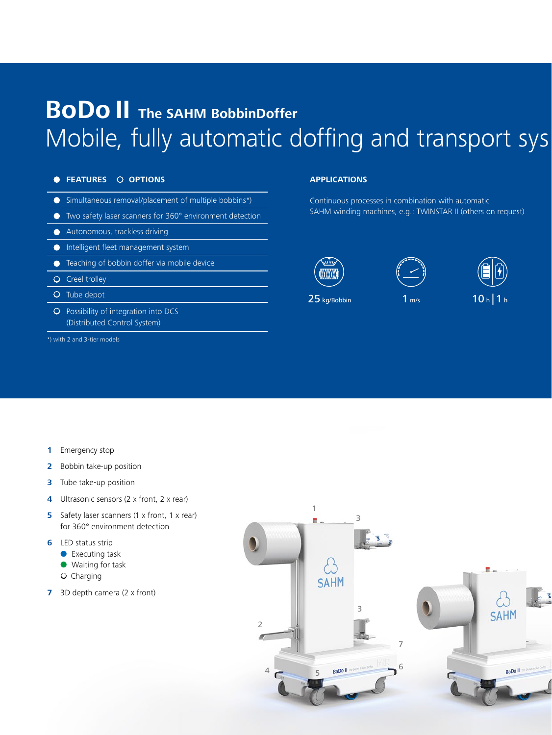# BoDo II The SAHM BobbinDoffer

## Mobile, fully automatic doffing and transport sys

**● FEATURES ○ OPTIONS**

- ● Simultaneous removal/placement of multiple bobbins*)
- ● Two safety laser scanners for 360° environment detection
- ● Autonomous, trackless driving
- ● Intelligent fleet management system
- ● Teaching of bobbin doffer via mobile device
- ○ Creel trolley
- ○ Tube depot
- ○ Possibility of integration into DCS (Distributed Control System)

*) with 2 and 3-tier models

**APPLICATIONS**

Continuous processes in combination with automatic SAHM winding machines, e.g.: TWINSTAR II (others on request)

25 kg/Bobbin

1 m/s

10 h | 1 h

1. Emergency stop
2. Bobbin take-up position
3. Tube take-up position
4. Ultrasonic sensors (2 x front, 2 x rear)
5. Safety laser scanners (1 x front, 1 x rear) for 360° environment detection
6. LED status strip
   - ● Executing task
   - ● Waiting for task
   - ○ Charging
7. 3D depth camera (2 x front)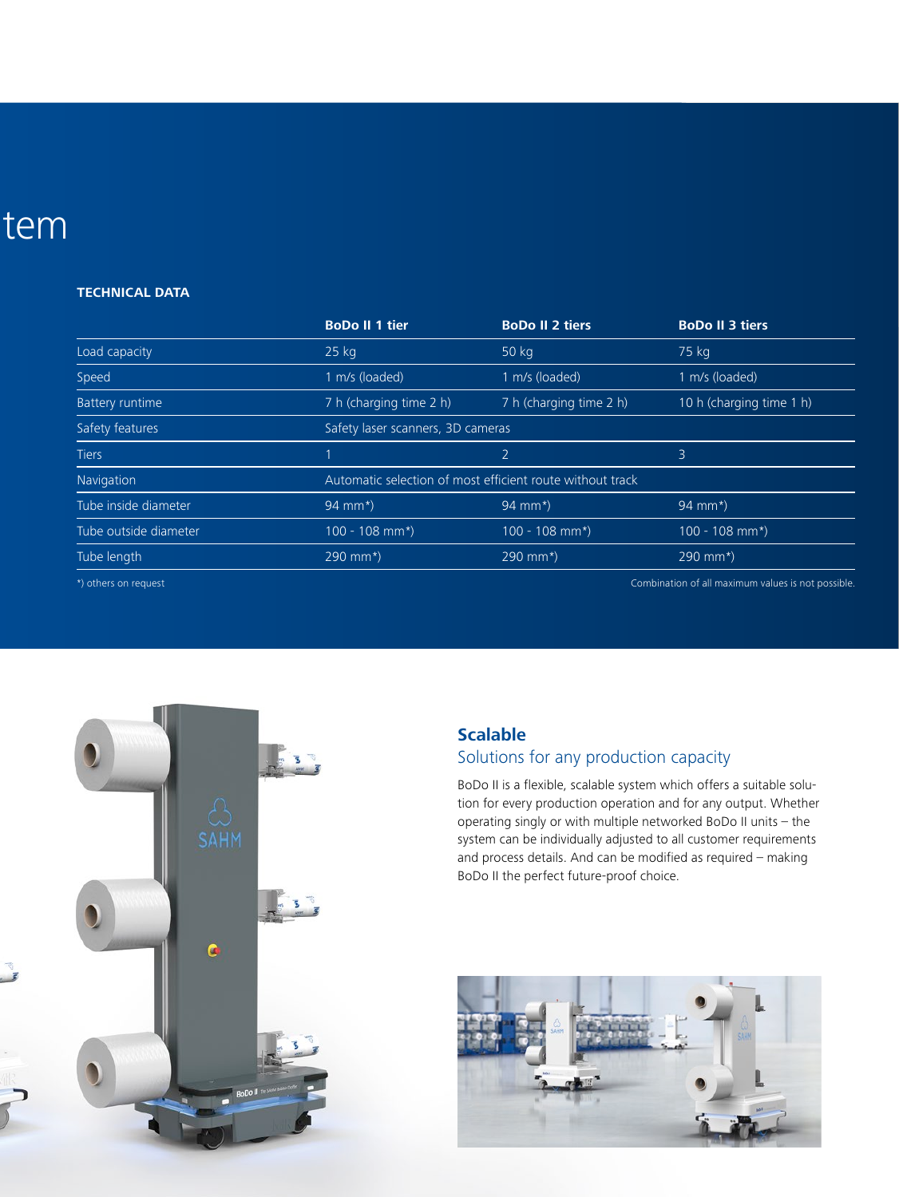tem

**TECHNICAL DATA**

| | BoDo II 1 tier | BoDo II 2 tiers | BoDo II 3 tiers |
|---|---|---|---|
| Load capacity | 25 kg | 50 kg | 75 kg |
| Speed | 1 m/s (loaded) | 1 m/s (loaded) | 1 m/s (loaded) |
| Battery runtime | 7 h (charging time 2 h) | 7 h (charging time 2 h) | 10 h (charging time 1 h) |
| Safety features | Safety laser scanners, 3D cameras | | |
| Tiers | 1 | 2 | 3 |
| Navigation | Automatic selection of most efficient route without track | | |
| Tube inside diameter | 94 mm*) | 94 mm*) | 94 mm*) |
| Tube outside diameter | 100 - 108 mm*) | 100 - 108 mm*) | 100 - 108 mm*) |
| Tube length | 290 mm*) | 290 mm*) | 290 mm*) |

*) others on request

Combination of all maximum values is not possible.

## Scalable

### Solutions for any production capacity

BoDo II is a flexible, scalable system which offers a suitable solution for every production operation and for any output. Whether operating singly or with multiple networked BoDo II units – the system can be individually adjusted to all customer requirements and process details. And can be modified as required – making BoDo II the perfect future-proof choice.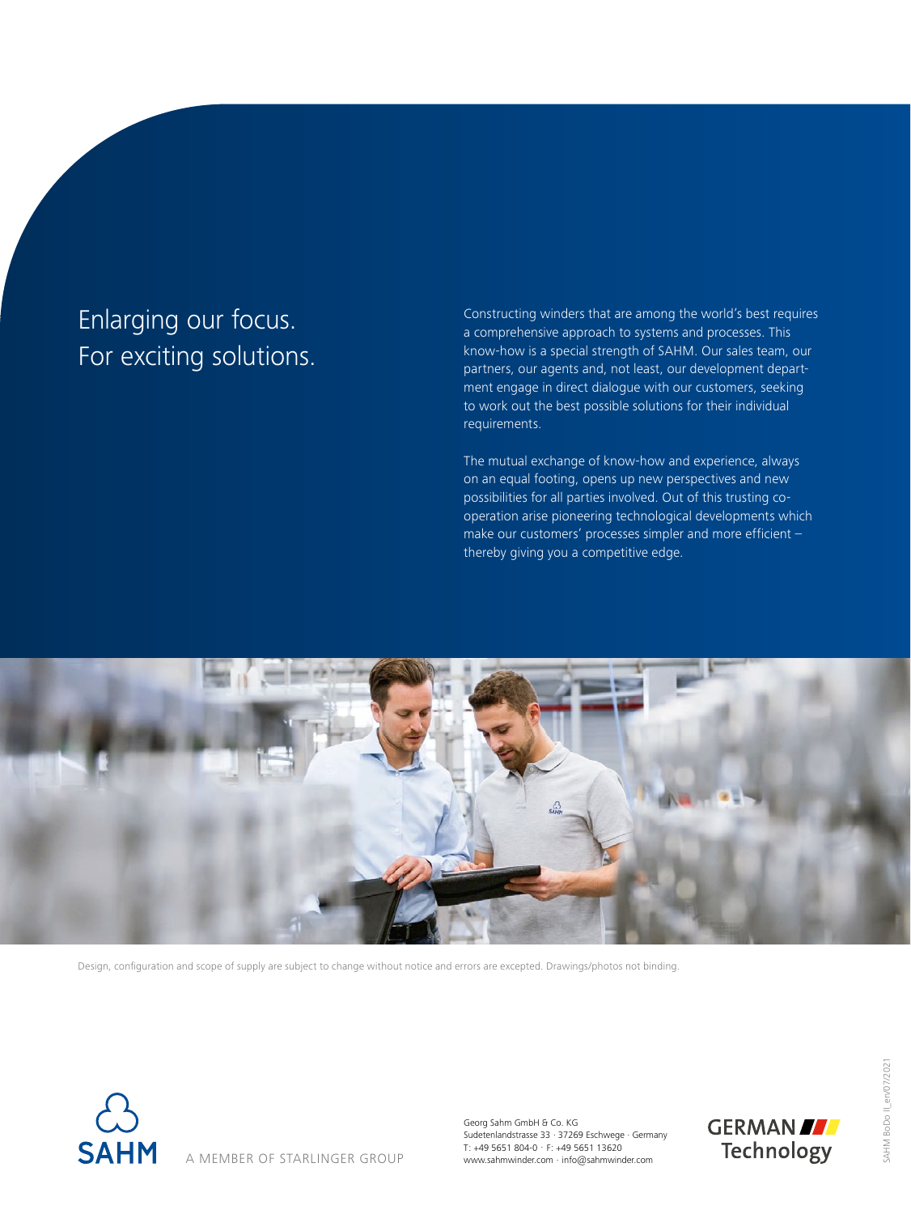# Enlarging our focus.
# For exciting solutions.

Constructing winders that are among the world's best requires a comprehensive approach to systems and processes. This know-how is a special strength of SAHM. Our sales team, our partners, our agents and, not least, our development department engage in direct dialogue with our customers, seeking to work out the best possible solutions for their individual requirements.

The mutual exchange of know-how and experience, always on an equal footing, opens up new perspectives and new possibilities for all parties involved. Out of this trusting co-operation arise pioneering technological developments which make our customers' processes simpler and more efficient – thereby giving you a competitive edge.

Design, configuration and scope of supply are subject to change without notice and errors are excepted. Drawings/photos not binding.

SAHM

A MEMBER OF STARLINGER GROUP

Georg Sahm GmbH & Co. KG
Sudetenlandstrasse 33 · 37269 Eschwege · Germany
T: +49 5651 804-0 · F: +49 5651 13620
www.sahmwinder.com · info@sahmwinder.com

GERMAN Technology

SAHM BoDo I_en/07/2021